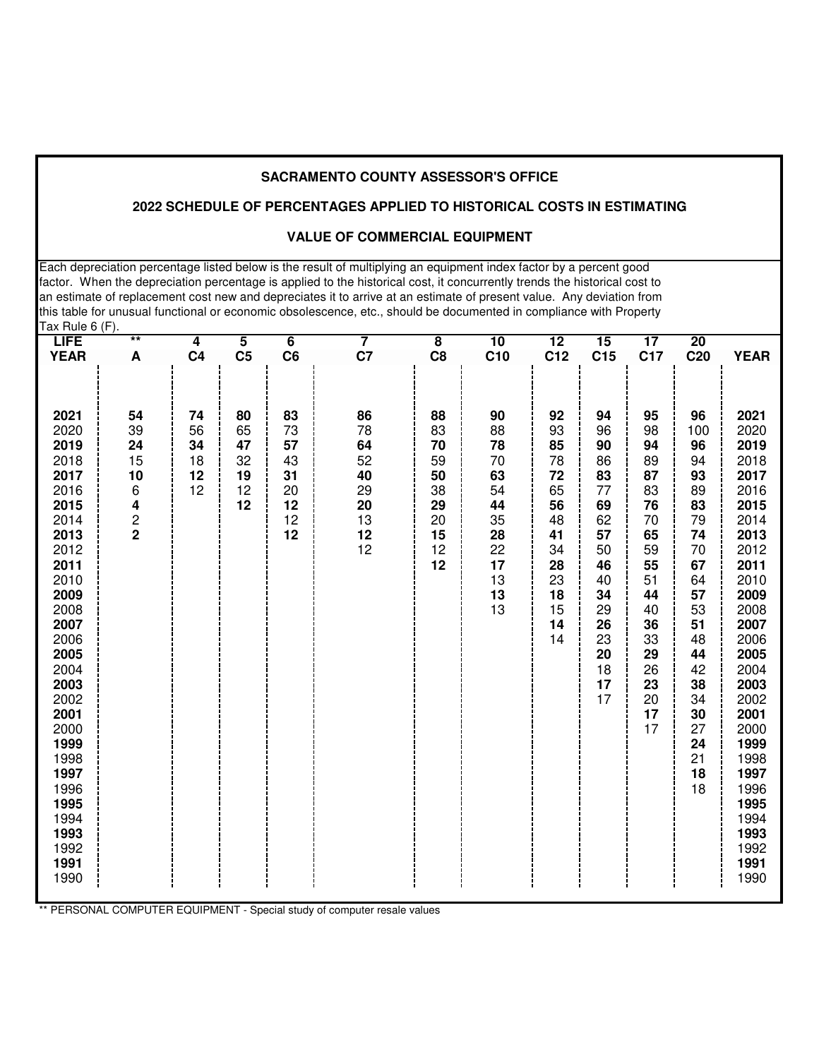# SACRAMENTO COUNTY ASSESSOR'S OFFICE

## 2022 SCHEDULE OF PERCENTAGES APPLIED TO HISTORICAL COSTS IN ESTIMATING

## VALUE OF COMMERCIAL EQUIPMENT

Each depreciation percentage listed below is the result of multiplying an equipment index factor by a percent good factor. When the depreciation percentage is applied to the historical cost, it concurrently trends the historical cost to an estimate of replacement cost new and depreciates it to arrive at an estimate of present value. Any deviation from this table for unusual functional or economic obsolescence, etc., should be documented in compliance with Property Tax Rule 6 (F).

| LIFE | ** | 4 | 5 | 6 | 7 | 8 | 10 | 12 | 15 | 17 | 20 | |
|---|---|---|---|---|---|---|---|---|---|---|---|---|
| **YEAR** | **A** | **C4** | **C5** | **C6** | **C7** | **C8** | **C10** | **C12** | **C15** | **C17** | **C20** | **YEAR** |
| **2021** | **54** | **74** | **80** | **83** | **86** | **88** | **90** | **92** | **94** | **95** | **96** | **2021** |
| 2020 | 39 | 56 | 65 | 73 | 78 | 83 | 88 | 93 | 96 | 98 | 100 | 2020 |
| **2019** | **24** | **34** | **47** | **57** | **64** | **70** | **78** | **85** | **90** | **94** | **96** | **2019** |
| 2018 | 15 | 18 | 32 | 43 | 52 | 59 | 70 | 78 | 86 | 89 | 94 | 2018 |
| **2017** | **10** | **12** | **19** | **31** | **40** | **50** | **63** | **72** | **83** | **87** | **93** | **2017** |
| 2016 | 6 | 12 | 12 | 20 | 29 | 38 | 54 | 65 | 77 | 83 | 89 | 2016 |
| **2015** | **4** | | **12** | **12** | **20** | **29** | **44** | **56** | **69** | **76** | **83** | **2015** |
| 2014 | 2 | | | 12 | 13 | 20 | 35 | 48 | 62 | 70 | 79 | 2014 |
| **2013** | **2** | | | **12** | **12** | **15** | **28** | **41** | **57** | **65** | **74** | **2013** |
| 2012 | | | | | 12 | 12 | 22 | 34 | 50 | 59 | 70 | 2012 |
| **2011** | | | | | | **12** | **17** | **28** | **46** | **55** | **67** | **2011** |
| 2010 | | | | | | | 13 | 23 | 40 | 51 | 64 | 2010 |
| **2009** | | | | | | | **13** | **18** | **34** | **44** | **57** | **2009** |
| 2008 | | | | | | | 13 | 15 | 29 | 40 | 53 | 2008 |
| **2007** | | | | | | | | **14** | **26** | **36** | **51** | **2007** |
| 2006 | | | | | | | | 14 | 23 | 33 | 48 | 2006 |
| **2005** | | | | | | | | | **20** | **29** | **44** | **2005** |
| 2004 | | | | | | | | | 18 | 26 | 42 | 2004 |
| **2003** | | | | | | | | | **17** | **23** | **38** | **2003** |
| 2002 | | | | | | | | | 17 | 20 | 34 | 2002 |
| **2001** | | | | | | | | | | **17** | **30** | **2001** |
| 2000 | | | | | | | | | | 17 | 27 | 2000 |
| **1999** | | | | | | | | | | | **24** | **1999** |
| 1998 | | | | | | | | | | | 21 | 1998 |
| **1997** | | | | | | | | | | | **18** | **1997** |
| 1996 | | | | | | | | | | | 18 | 1996 |
| **1995** | | | | | | | | | | | | **1995** |
| 1994 | | | | | | | | | | | | 1994 |
| **1993** | | | | | | | | | | | | **1993** |
| 1992 | | | | | | | | | | | | 1992 |
| **1991** | | | | | | | | | | | | **1991** |
| 1990 | | | | | | | | | | | | 1990 |

** PERSONAL COMPUTER EQUIPMENT - Special study of computer resale values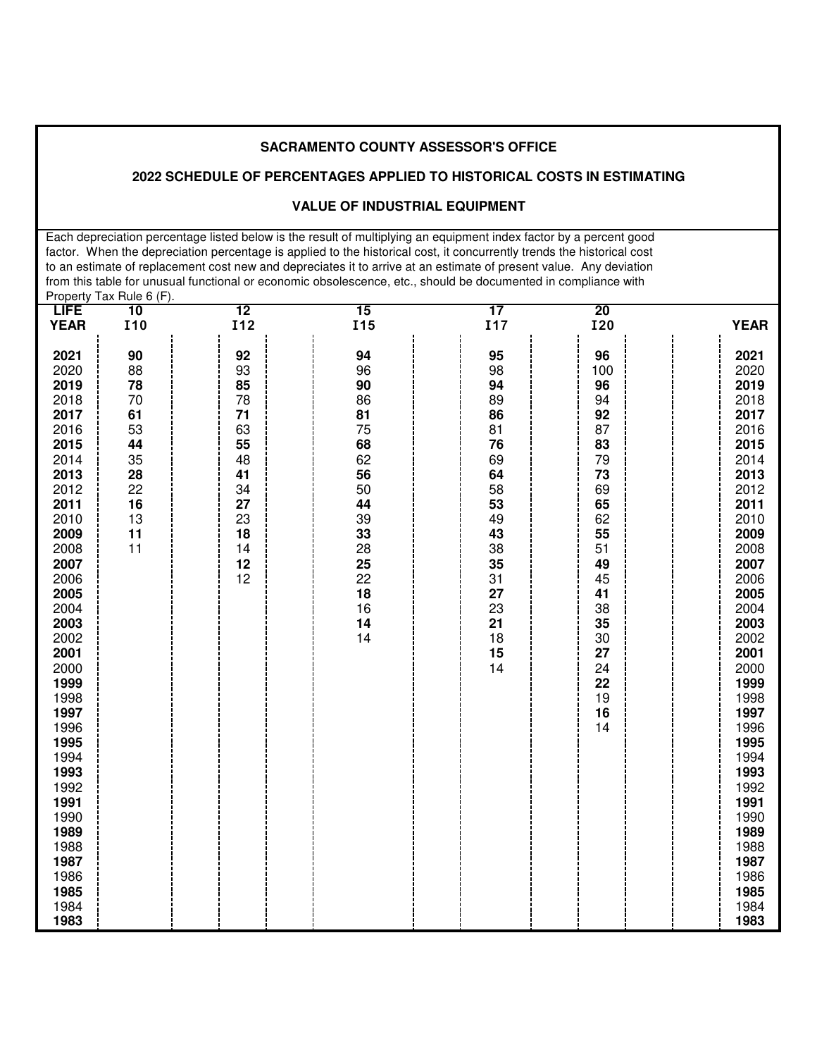**SACRAMENTO COUNTY ASSESSOR'S OFFICE**

**2022 SCHEDULE OF PERCENTAGES APPLIED TO HISTORICAL COSTS IN ESTIMATING**

**VALUE OF INDUSTRIAL EQUIPMENT**

Each depreciation percentage listed below is the result of multiplying an equipment index factor by a percent good factor. When the depreciation percentage is applied to the historical cost, it concurrently trends the historical cost to an estimate of replacement cost new and depreciates it to arrive at an estimate of present value. Any deviation from this table for unusual functional or economic obsolescence, etc., should be documented in compliance with Property Tax Rule 6 (F).

| LIFE | 10 | 12 | 15 | 17 | 20 | |
|---|---|---|---|---|---|---|
| **YEAR** | **I10** | **I12** | **I15** | **I17** | **I20** | **YEAR** |
| **2021** | **90** | **92** | **94** | **95** | **96** | **2021** |
| 2020 | 88 | 93 | 96 | 98 | 100 | 2020 |
| **2019** | **78** | **85** | **90** | **94** | **96** | **2019** |
| 2018 | 70 | 78 | 86 | 89 | 94 | 2018 |
| **2017** | **61** | **71** | **81** | **86** | **92** | **2017** |
| 2016 | 53 | 63 | 75 | 81 | 87 | 2016 |
| **2015** | **44** | **55** | **68** | **76** | **83** | **2015** |
| 2014 | 35 | 48 | 62 | 69 | 79 | 2014 |
| **2013** | **28** | **41** | **56** | **64** | **73** | **2013** |
| 2012 | 22 | 34 | 50 | 58 | 69 | 2012 |
| **2011** | **16** | **27** | **44** | **53** | **65** | **2011** |
| 2010 | 13 | 23 | 39 | 49 | 62 | 2010 |
| **2009** | **11** | **18** | **33** | **43** | **55** | **2009** |
| 2008 | 11 | 14 | 28 | 38 | 51 | 2008 |
| **2007** | | **12** | **25** | **35** | **49** | **2007** |
| 2006 | | 12 | 22 | 31 | 45 | 2006 |
| **2005** | | | **18** | **27** | **41** | **2005** |
| 2004 | | | 16 | 23 | 38 | 2004 |
| **2003** | | | **14** | **21** | **35** | **2003** |
| 2002 | | | 14 | 18 | 30 | 2002 |
| **2001** | | | | **15** | **27** | **2001** |
| 2000 | | | | 14 | 24 | 2000 |
| **1999** | | | | | **22** | **1999** |
| 1998 | | | | | 19 | 1998 |
| **1997** | | | | | **16** | **1997** |
| 1996 | | | | | 14 | 1996 |
| **1995** | | | | | | **1995** |
| 1994 | | | | | | 1994 |
| **1993** | | | | | | **1993** |
| 1992 | | | | | | 1992 |
| **1991** | | | | | | **1991** |
| 1990 | | | | | | 1990 |
| **1989** | | | | | | **1989** |
| 1988 | | | | | | 1988 |
| **1987** | | | | | | **1987** |
| 1986 | | | | | | 1986 |
| **1985** | | | | | | **1985** |
| 1984 | | | | | | 1984 |
| **1983** | | | | | | **1983** |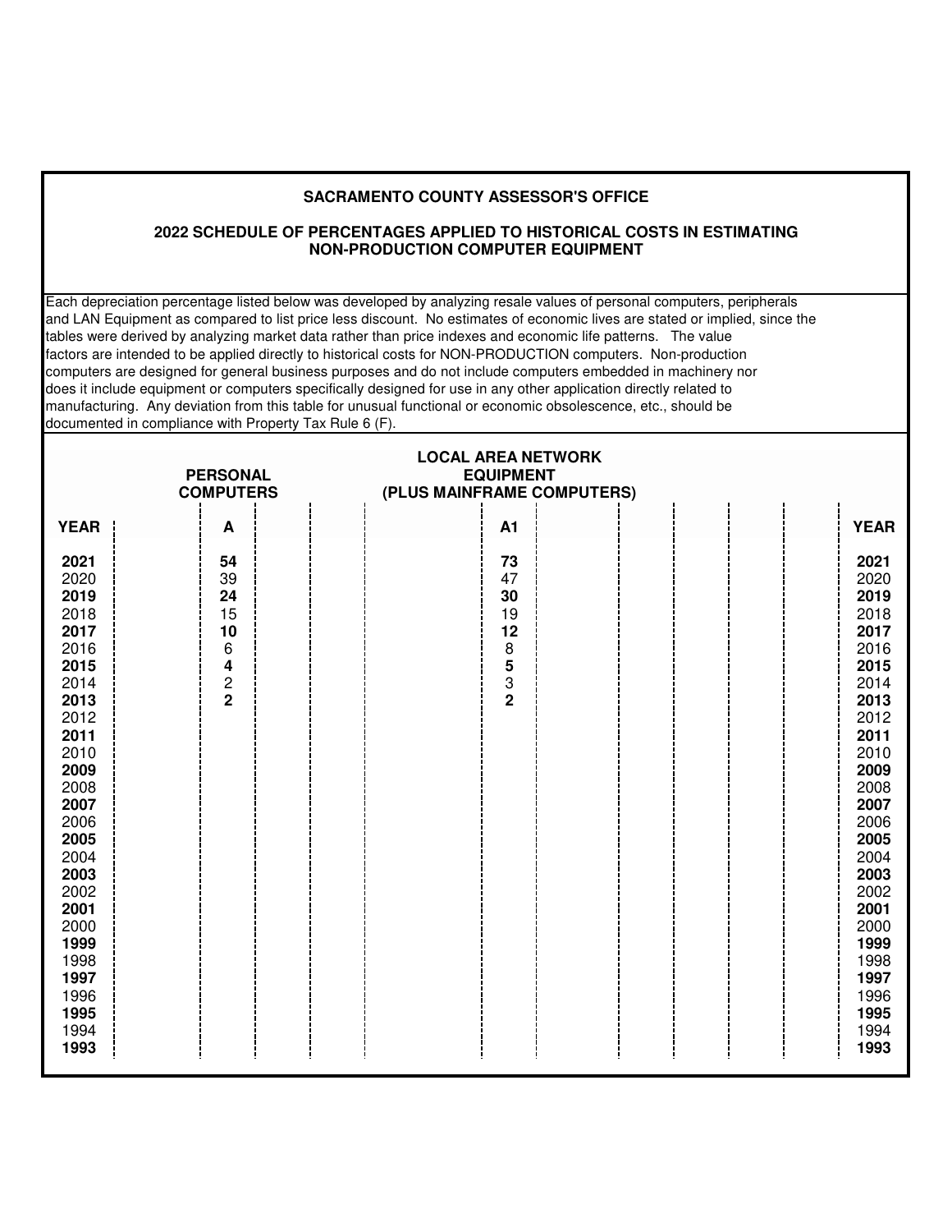## SACRAMENTO COUNTY ASSESSOR'S OFFICE

## 2022 SCHEDULE OF PERCENTAGES APPLIED TO HISTORICAL COSTS IN ESTIMATING NON-PRODUCTION COMPUTER EQUIPMENT

Each depreciation percentage listed below was developed by analyzing resale values of personal computers, peripherals and LAN Equipment as compared to list price less discount. No estimates of economic lives are stated or implied, since the tables were derived by analyzing market data rather than price indexes and economic life patterns. The value factors are intended to be applied directly to historical costs for NON-PRODUCTION computers. Non-production computers are designed for general business purposes and do not include computers embedded in machinery nor does it include equipment or computers specifically designed for use in any other application directly related to manufacturing. Any deviation from this table for unusual functional or economic obsolescence, etc., should be documented in compliance with Property Tax Rule 6 (F).

| | PERSONAL COMPUTERS | LOCAL AREA NETWORK EQUIPMENT (PLUS MAINFRAME COMPUTERS) | |
|---|---|---|---|
| **YEAR** | **A** | **A1** | **YEAR** |
| **2021** | **54** | **73** | **2021** |
| 2020 | 39 | 47 | 2020 |
| **2019** | **24** | **30** | **2019** |
| 2018 | 15 | 19 | 2018 |
| **2017** | **10** | **12** | **2017** |
| 2016 | 6 | 8 | 2016 |
| **2015** | **4** | **5** | **2015** |
| 2014 | 2 | 3 | 2014 |
| **2013** | **2** | **2** | **2013** |
| 2012 | | | 2012 |
| **2011** | | | **2011** |
| 2010 | | | 2010 |
| **2009** | | | **2009** |
| 2008 | | | 2008 |
| **2007** | | | **2007** |
| 2006 | | | 2006 |
| **2005** | | | **2005** |
| 2004 | | | 2004 |
| **2003** | | | **2003** |
| 2002 | | | 2002 |
| **2001** | | | **2001** |
| 2000 | | | 2000 |
| **1999** | | | **1999** |
| 1998 | | | 1998 |
| **1997** | | | **1997** |
| 1996 | | | 1996 |
| **1995** | | | **1995** |
| 1994 | | | 1994 |
| **1993** | | | **1993** |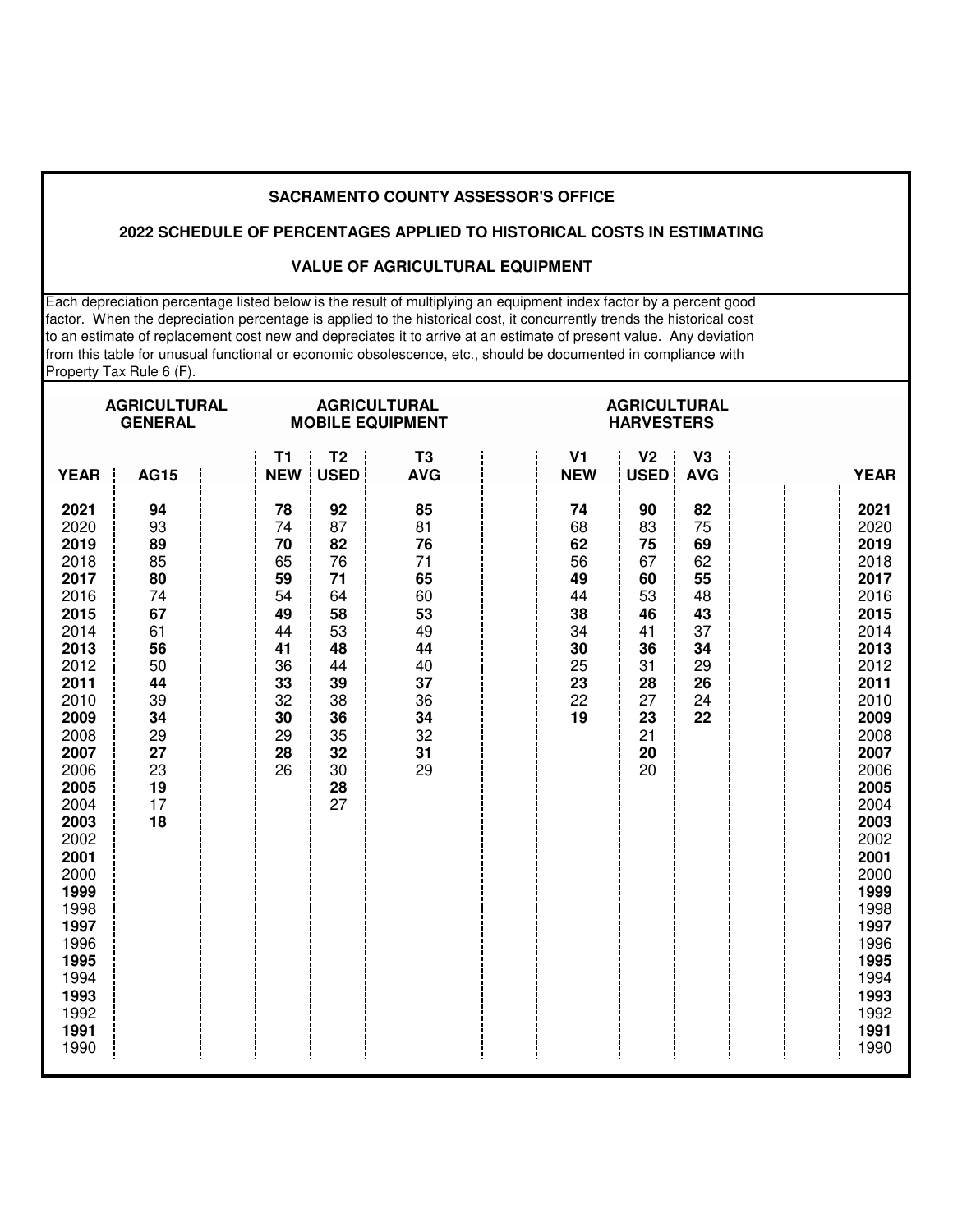**SACRAMENTO COUNTY ASSESSOR'S OFFICE**

**2022 SCHEDULE OF PERCENTAGES APPLIED TO HISTORICAL COSTS IN ESTIMATING**

**VALUE OF AGRICULTURAL EQUIPMENT**

Each depreciation percentage listed below is the result of multiplying an equipment index factor by a percent good factor. When the depreciation percentage is applied to the historical cost, it concurrently trends the historical cost to an estimate of replacement cost new and depreciates it to arrive at an estimate of present value. Any deviation from this table for unusual functional or economic obsolescence, etc., should be documented in compliance with Property Tax Rule 6 (F).

| | AGRICULTURAL GENERAL | | AGRICULTURAL MOBILE EQUIPMENT | | | | AGRICULTURAL HARVESTERS | | | | |
|---|---|---|---|---|---|---|---|---|---|---|---|
| **YEAR** | **AG15** | | **T1 NEW** | **T2 USED** | **T3 AVG** | | **V1 NEW** | **V2 USED** | **V3 AVG** | | **YEAR** |
| **2021** | **94** | | **78** | **92** | **85** | | **74** | **90** | **82** | | **2021** |
| 2020 | 93 | | 74 | 87 | 81 | | 68 | 83 | 75 | | 2020 |
| **2019** | **89** | | **70** | **82** | **76** | | **62** | **75** | **69** | | **2019** |
| 2018 | 85 | | 65 | 76 | 71 | | 56 | 67 | 62 | | 2018 |
| **2017** | **80** | | **59** | **71** | **65** | | **49** | **60** | **55** | | **2017** |
| 2016 | 74 | | 54 | 64 | 60 | | 44 | 53 | 48 | | 2016 |
| **2015** | **67** | | **49** | **58** | **53** | | **38** | **46** | **43** | | **2015** |
| 2014 | 61 | | 44 | 53 | 49 | | 34 | 41 | 37 | | 2014 |
| **2013** | **56** | | **41** | **48** | **44** | | **30** | **36** | **34** | | **2013** |
| 2012 | 50 | | 36 | 44 | 40 | | 25 | 31 | 29 | | 2012 |
| **2011** | **44** | | **33** | **39** | **37** | | **23** | **28** | **26** | | **2011** |
| 2010 | 39 | | 32 | 38 | 36 | | 22 | 27 | 24 | | 2010 |
| **2009** | **34** | | **30** | **36** | **34** | | **19** | **23** | **22** | | **2009** |
| 2008 | 29 | | 29 | 35 | 32 | | | 21 | | | 2008 |
| **2007** | **27** | | **28** | **32** | **31** | | | **20** | | | **2007** |
| 2006 | 23 | | 26 | 30 | 29 | | | 20 | | | 2006 |
| **2005** | **19** | | | **28** | | | | | | | **2005** |
| 2004 | 17 | | | 27 | | | | | | | 2004 |
| **2003** | **18** | | | | | | | | | | **2003** |
| 2002 | | | | | | | | | | | 2002 |
| **2001** | | | | | | | | | | | **2001** |
| 2000 | | | | | | | | | | | 2000 |
| **1999** | | | | | | | | | | | **1999** |
| 1998 | | | | | | | | | | | 1998 |
| **1997** | | | | | | | | | | | **1997** |
| 1996 | | | | | | | | | | | 1996 |
| **1995** | | | | | | | | | | | **1995** |
| 1994 | | | | | | | | | | | 1994 |
| **1993** | | | | | | | | | | | **1993** |
| 1992 | | | | | | | | | | | 1992 |
| **1991** | | | | | | | | | | | **1991** |
| 1990 | | | | | | | | | | | 1990 |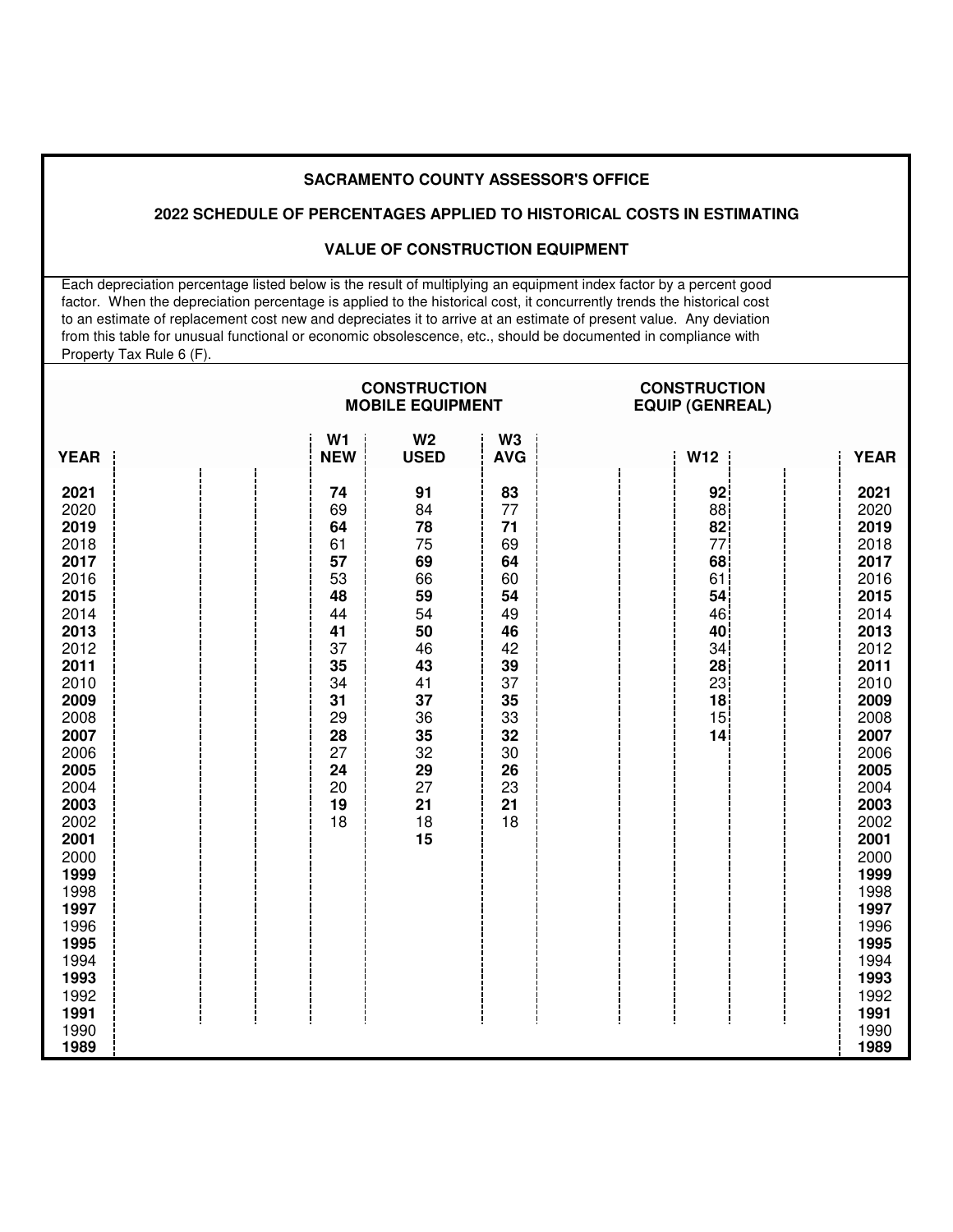## SACRAMENTO COUNTY ASSESSOR'S OFFICE

## 2022 SCHEDULE OF PERCENTAGES APPLIED TO HISTORICAL COSTS IN ESTIMATING

## VALUE OF CONSTRUCTION EQUIPMENT

Each depreciation percentage listed below is the result of multiplying an equipment index factor by a percent good factor. When the depreciation percentage is applied to the historical cost, it concurrently trends the historical cost to an estimate of replacement cost new and depreciates it to arrive at an estimate of present value. Any deviation from this table for unusual functional or economic obsolescence, etc., should be documented in compliance with Property Tax Rule 6 (F).

| | CONSTRUCTION MOBILE EQUIPMENT | | | CONSTRUCTION EQUIP (GENREAL) | |
|---|---|---|---|---|---|
| **YEAR** | **W1 NEW** | **W2 USED** | **W3 AVG** | **W12** | **YEAR** |
| **2021** | **74** | **91** | **83** | **92** | **2021** |
| 2020 | 69 | 84 | 77 | 88 | 2020 |
| **2019** | **64** | **78** | **71** | **82** | **2019** |
| 2018 | 61 | 75 | 69 | 77 | 2018 |
| **2017** | **57** | **69** | **64** | **68** | **2017** |
| 2016 | 53 | 66 | 60 | 61 | 2016 |
| **2015** | **48** | **59** | **54** | **54** | **2015** |
| 2014 | 44 | 54 | 49 | 46 | 2014 |
| **2013** | **41** | **50** | **46** | **40** | **2013** |
| 2012 | 37 | 46 | 42 | 34 | 2012 |
| **2011** | **35** | **43** | **39** | **28** | **2011** |
| 2010 | 34 | 41 | 37 | 23 | 2010 |
| **2009** | **31** | **37** | **35** | **18** | **2009** |
| 2008 | 29 | 36 | 33 | 15 | 2008 |
| **2007** | **28** | **35** | **32** | **14** | **2007** |
| 2006 | 27 | 32 | 30 | | 2006 |
| **2005** | **24** | **29** | **26** | | **2005** |
| 2004 | 20 | 27 | 23 | | 2004 |
| **2003** | **19** | **21** | **21** | | **2003** |
| 2002 | 18 | 18 | 18 | | 2002 |
| **2001** | | **15** | | | **2001** |
| 2000 | | | | | 2000 |
| **1999** | | | | | **1999** |
| 1998 | | | | | 1998 |
| **1997** | | | | | **1997** |
| 1996 | | | | | 1996 |
| **1995** | | | | | **1995** |
| 1994 | | | | | 1994 |
| **1993** | | | | | **1993** |
| 1992 | | | | | 1992 |
| **1991** | | | | | **1991** |
| 1990 | | | | | 1990 |
| **1989** | | | | | **1989** |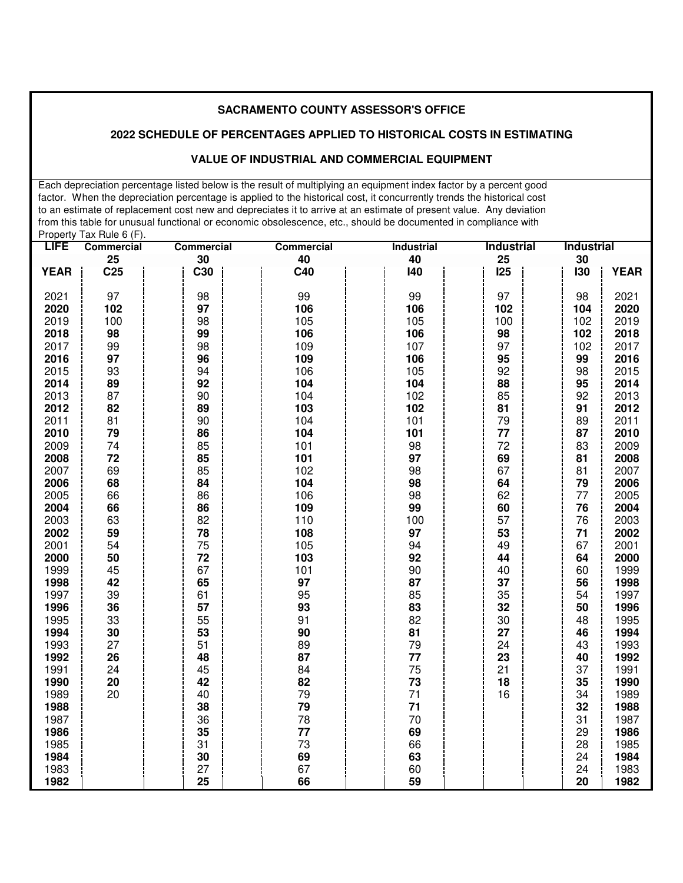**SACRAMENTO COUNTY ASSESSOR'S OFFICE**

**2022 SCHEDULE OF PERCENTAGES APPLIED TO HISTORICAL COSTS IN ESTIMATING**

**VALUE OF INDUSTRIAL AND COMMERCIAL EQUIPMENT**

Each depreciation percentage listed below is the result of multiplying an equipment index factor by a percent good factor. When the depreciation percentage is applied to the historical cost, it concurrently trends the historical cost to an estimate of replacement cost new and depreciates it to arrive at an estimate of present value. Any deviation from this table for unusual functional or economic obsolescence, etc., should be documented in compliance with Property Tax Rule 6 (F).

| LIFE | Commercial 25 | Commercial 30 | Commercial 40 | Industrial 40 | Industrial 25 | Industrial 30 | |
|---|---|---|---|---|---|---|---|
| **YEAR** | **C25** | **C30** | **C40** | **I40** | **I25** | **I30** | **YEAR** |
| 2021 | 97 | 98 | 99 | 99 | 97 | 98 | 2021 |
| **2020** | **102** | **97** | **106** | **106** | **102** | **104** | **2020** |
| 2019 | 100 | 98 | 105 | 105 | 100 | 102 | 2019 |
| **2018** | **98** | **99** | **106** | **106** | **98** | **102** | **2018** |
| 2017 | 99 | 98 | 109 | 107 | 97 | 102 | 2017 |
| **2016** | **97** | **96** | **109** | **106** | **95** | **99** | **2016** |
| 2015 | 93 | 94 | 106 | 105 | 92 | 98 | 2015 |
| **2014** | **89** | **92** | **104** | **104** | **88** | **95** | **2014** |
| 2013 | 87 | 90 | 104 | 102 | 85 | 92 | 2013 |
| **2012** | **82** | **89** | **103** | **102** | **81** | **91** | **2012** |
| 2011 | 81 | 90 | 104 | 101 | 79 | 89 | 2011 |
| **2010** | **79** | **86** | **104** | **101** | **77** | **87** | **2010** |
| 2009 | 74 | 85 | 101 | 98 | 72 | 83 | 2009 |
| **2008** | **72** | **85** | **101** | **97** | **69** | **81** | **2008** |
| 2007 | 69 | 85 | 102 | 98 | 67 | 81 | 2007 |
| **2006** | **68** | **84** | **104** | **98** | **64** | **79** | **2006** |
| 2005 | 66 | 86 | 106 | 98 | 62 | 77 | 2005 |
| **2004** | **66** | **86** | **109** | **99** | **60** | **76** | **2004** |
| 2003 | 63 | 82 | 110 | 100 | 57 | 76 | 2003 |
| **2002** | **59** | **78** | **108** | **97** | **53** | **71** | **2002** |
| 2001 | 54 | 75 | 105 | 94 | 49 | 67 | 2001 |
| **2000** | **50** | **72** | **103** | **92** | **44** | **64** | **2000** |
| 1999 | 45 | 67 | 101 | 90 | 40 | 60 | 1999 |
| **1998** | **42** | **65** | **97** | **87** | **37** | **56** | **1998** |
| 1997 | 39 | 61 | 95 | 85 | 35 | 54 | 1997 |
| **1996** | **36** | **57** | **93** | **83** | **32** | **50** | **1996** |
| 1995 | 33 | 55 | 91 | 82 | 30 | 48 | 1995 |
| **1994** | **30** | **53** | **90** | **81** | **27** | **46** | **1994** |
| 1993 | 27 | 51 | 89 | 79 | 24 | 43 | 1993 |
| **1992** | **26** | **48** | **87** | **77** | **23** | **40** | **1992** |
| 1991 | 24 | 45 | 84 | 75 | 21 | 37 | 1991 |
| **1990** | **20** | **42** | **82** | **73** | **18** | **35** | **1990** |
| 1989 | 20 | 40 | 79 | 71 | 16 | 34 | 1989 |
| **1988** | | **38** | **79** | **71** | | **32** | **1988** |
| 1987 | | 36 | 78 | 70 | | 31 | 1987 |
| **1986** | | **35** | **77** | **69** | | **29** | **1986** |
| 1985 | | 31 | 73 | 66 | | 28 | 1985 |
| **1984** | | **30** | **69** | **63** | | **24** | **1984** |
| 1983 | | 27 | 67 | 60 | | 24 | 1983 |
| **1982** | | **25** | **66** | **59** | | **20** | **1982** |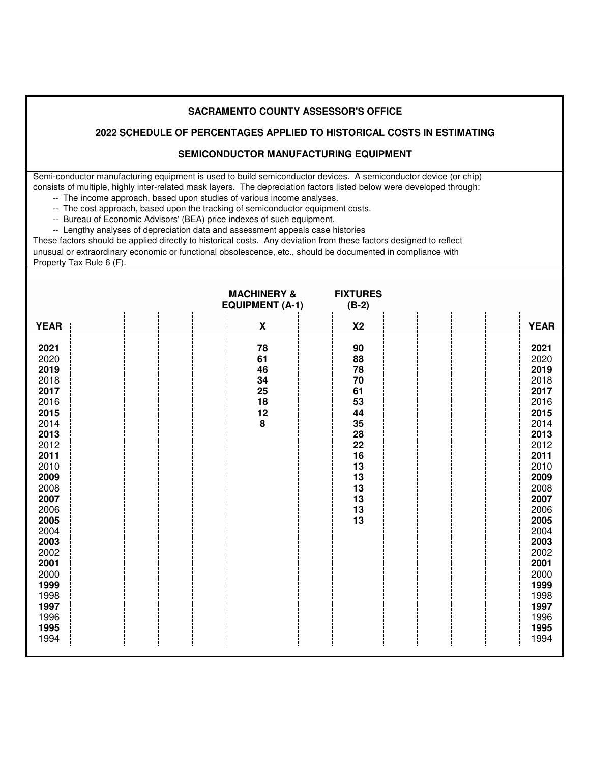**SACRAMENTO COUNTY ASSESSOR'S OFFICE**

**2022 SCHEDULE OF PERCENTAGES APPLIED TO HISTORICAL COSTS IN ESTIMATING**

**SEMICONDUCTOR MANUFACTURING EQUIPMENT**

Semi-conductor manufacturing equipment is used to build semiconductor devices. A semiconductor device (or chip) consists of multiple, highly inter-related mask layers. The depreciation factors listed below were developed through:

- -- The income approach, based upon studies of various income analyses.
- -- The cost approach, based upon the tracking of semiconductor equipment costs.
- -- Bureau of Economic Advisors' (BEA) price indexes of such equipment.
- -- Lengthy analyses of depreciation data and assessment appeals case histories

These factors should be applied directly to historical costs. Any deviation from these factors designed to reflect unusual or extraordinary economic or functional obsolescence, etc., should be documented in compliance with Property Tax Rule 6 (F).

| | | | | MACHINERY & EQUIPMENT (A-1) | FIXTURES (B-2) | | | | |
|---|---|---|---|---|---|---|---|---|---|
| **YEAR** | | | | **X** | **X2** | | | | **YEAR** |
| **2021** | | | | **78** | **90** | | | | **2021** |
| 2020 | | | | **61** | **88** | | | | 2020 |
| **2019** | | | | **46** | **78** | | | | **2019** |
| 2018 | | | | **34** | **70** | | | | 2018 |
| **2017** | | | | **25** | **61** | | | | **2017** |
| 2016 | | | | **18** | **53** | | | | 2016 |
| **2015** | | | | **12** | **44** | | | | **2015** |
| 2014 | | | | **8** | **35** | | | | 2014 |
| **2013** | | | | | **28** | | | | **2013** |
| 2012 | | | | | **22** | | | | 2012 |
| **2011** | | | | | **16** | | | | **2011** |
| 2010 | | | | | **13** | | | | 2010 |
| **2009** | | | | | **13** | | | | **2009** |
| 2008 | | | | | **13** | | | | 2008 |
| **2007** | | | | | **13** | | | | **2007** |
| 2006 | | | | | **13** | | | | 2006 |
| **2005** | | | | | **13** | | | | **2005** |
| 2004 | | | | | | | | | 2004 |
| **2003** | | | | | | | | | **2003** |
| 2002 | | | | | | | | | 2002 |
| **2001** | | | | | | | | | **2001** |
| 2000 | | | | | | | | | 2000 |
| **1999** | | | | | | | | | **1999** |
| 1998 | | | | | | | | | 1998 |
| **1997** | | | | | | | | | **1997** |
| 1996 | | | | | | | | | 1996 |
| **1995** | | | | | | | | | **1995** |
| 1994 | | | | | | | | | 1994 |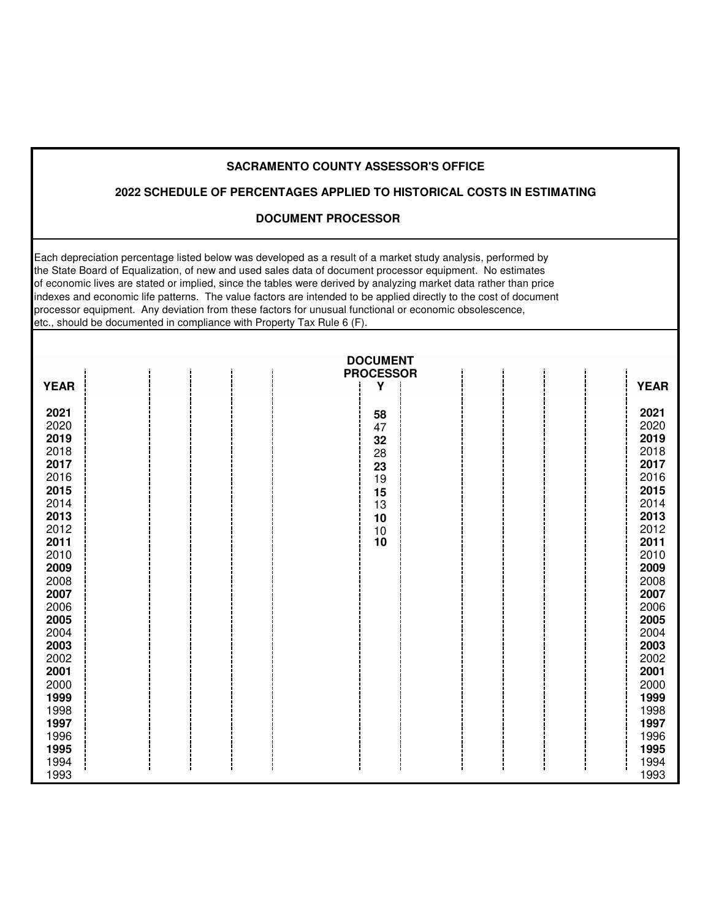**SACRAMENTO COUNTY ASSESSOR'S OFFICE**

**2022 SCHEDULE OF PERCENTAGES APPLIED TO HISTORICAL COSTS IN ESTIMATING**

**DOCUMENT PROCESSOR**

Each depreciation percentage listed below was developed as a result of a market study analysis, performed by the State Board of Equalization, of new and used sales data of document processor equipment. No estimates of economic lives are stated or implied, since the tables were derived by analyzing market data rather than price indexes and economic life patterns. The value factors are intended to be applied directly to the cost of document processor equipment. Any deviation from these factors for unusual functional or economic obsolescence, etc., should be documented in compliance with Property Tax Rule 6 (F).

| YEAR | DOCUMENT PROCESSOR Y | YEAR |
|---|---|---|
| **2021** | **58** | **2021** |
| 2020 | 47 | 2020 |
| **2019** | **32** | **2019** |
| 2018 | 28 | 2018 |
| **2017** | **23** | **2017** |
| 2016 | 19 | 2016 |
| **2015** | **15** | **2015** |
| 2014 | 13 | 2014 |
| **2013** | **10** | **2013** |
| 2012 | 10 | 2012 |
| **2011** | **10** | **2011** |
| 2010 | | 2010 |
| **2009** | | **2009** |
| 2008 | | 2008 |
| **2007** | | **2007** |
| 2006 | | 2006 |
| **2005** | | **2005** |
| 2004 | | 2004 |
| **2003** | | **2003** |
| 2002 | | 2002 |
| **2001** | | **2001** |
| 2000 | | 2000 |
| **1999** | | **1999** |
| 1998 | | 1998 |
| **1997** | | **1997** |
| 1996 | | 1996 |
| **1995** | | **1995** |
| 1994 | | 1994 |
| 1993 | | 1993 |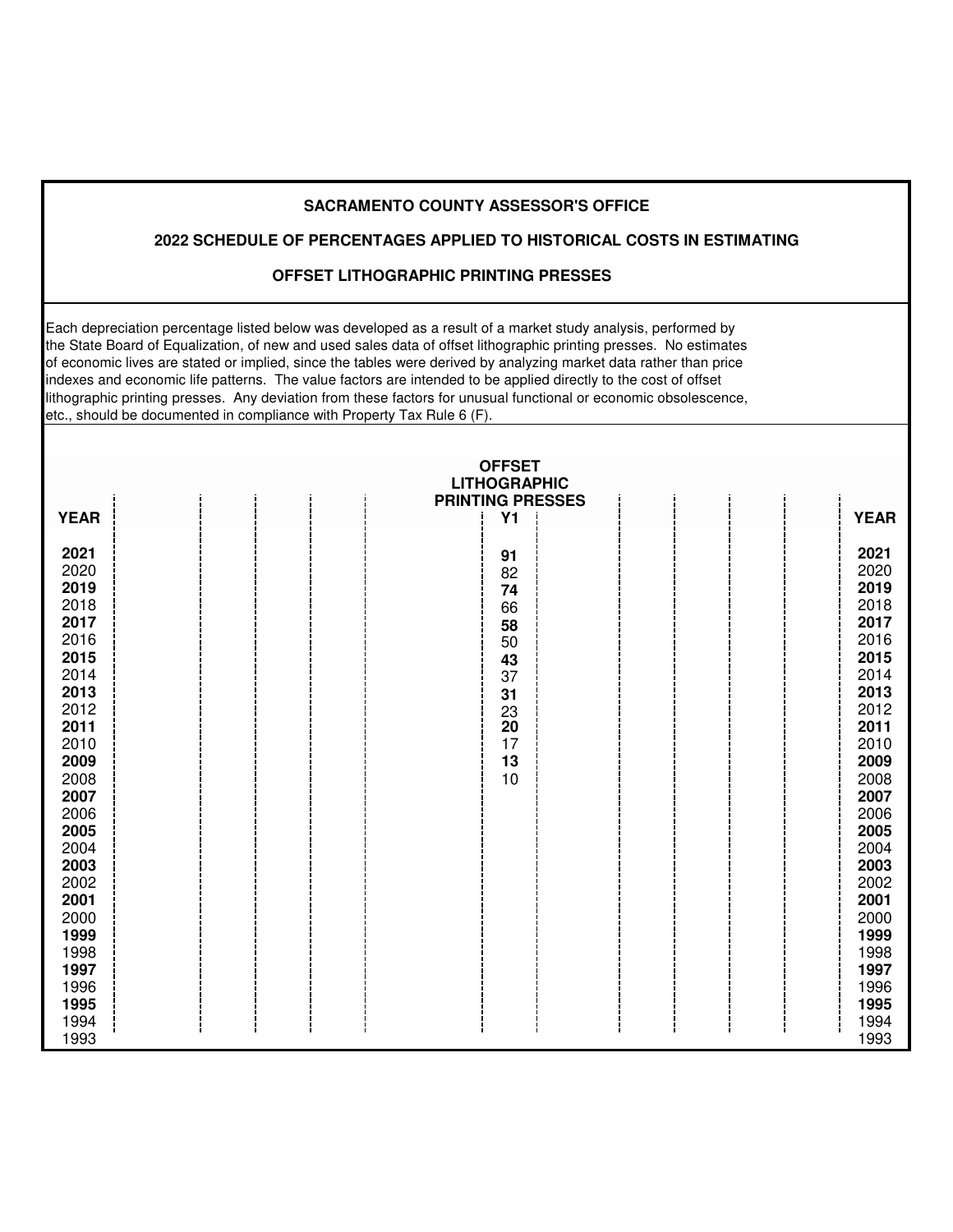**SACRAMENTO COUNTY ASSESSOR'S OFFICE**

**2022 SCHEDULE OF PERCENTAGES APPLIED TO HISTORICAL COSTS IN ESTIMATING**

**OFFSET LITHOGRAPHIC PRINTING PRESSES**

Each depreciation percentage listed below was developed as a result of a market study analysis, performed by the State Board of Equalization, of new and used sales data of offset lithographic printing presses. No estimates of economic lives are stated or implied, since the tables were derived by analyzing market data rather than price indexes and economic life patterns. The value factors are intended to be applied directly to the cost of offset lithographic printing presses. Any deviation from these factors for unusual functional or economic obsolescence, etc., should be documented in compliance with Property Tax Rule 6 (F).

| YEAR | OFFSET LITHOGRAPHIC PRINTING PRESSES Y1 | YEAR |
|---|---|---|
| **2021** | **91** | **2021** |
| 2020 | 82 | 2020 |
| **2019** | **74** | **2019** |
| 2018 | 66 | 2018 |
| **2017** | **58** | **2017** |
| 2016 | 50 | 2016 |
| **2015** | **43** | **2015** |
| 2014 | 37 | 2014 |
| **2013** | **31** | **2013** |
| 2012 | 23 | 2012 |
| **2011** | **20** | **2011** |
| 2010 | 17 | 2010 |
| **2009** | **13** | **2009** |
| 2008 | 10 | 2008 |
| **2007** | | **2007** |
| 2006 | | 2006 |
| **2005** | | **2005** |
| 2004 | | 2004 |
| **2003** | | **2003** |
| 2002 | | 2002 |
| **2001** | | **2001** |
| 2000 | | 2000 |
| **1999** | | **1999** |
| 1998 | | 1998 |
| **1997** | | **1997** |
| 1996 | | 1996 |
| **1995** | | **1995** |
| 1994 | | 1994 |
| 1993 | | 1993 |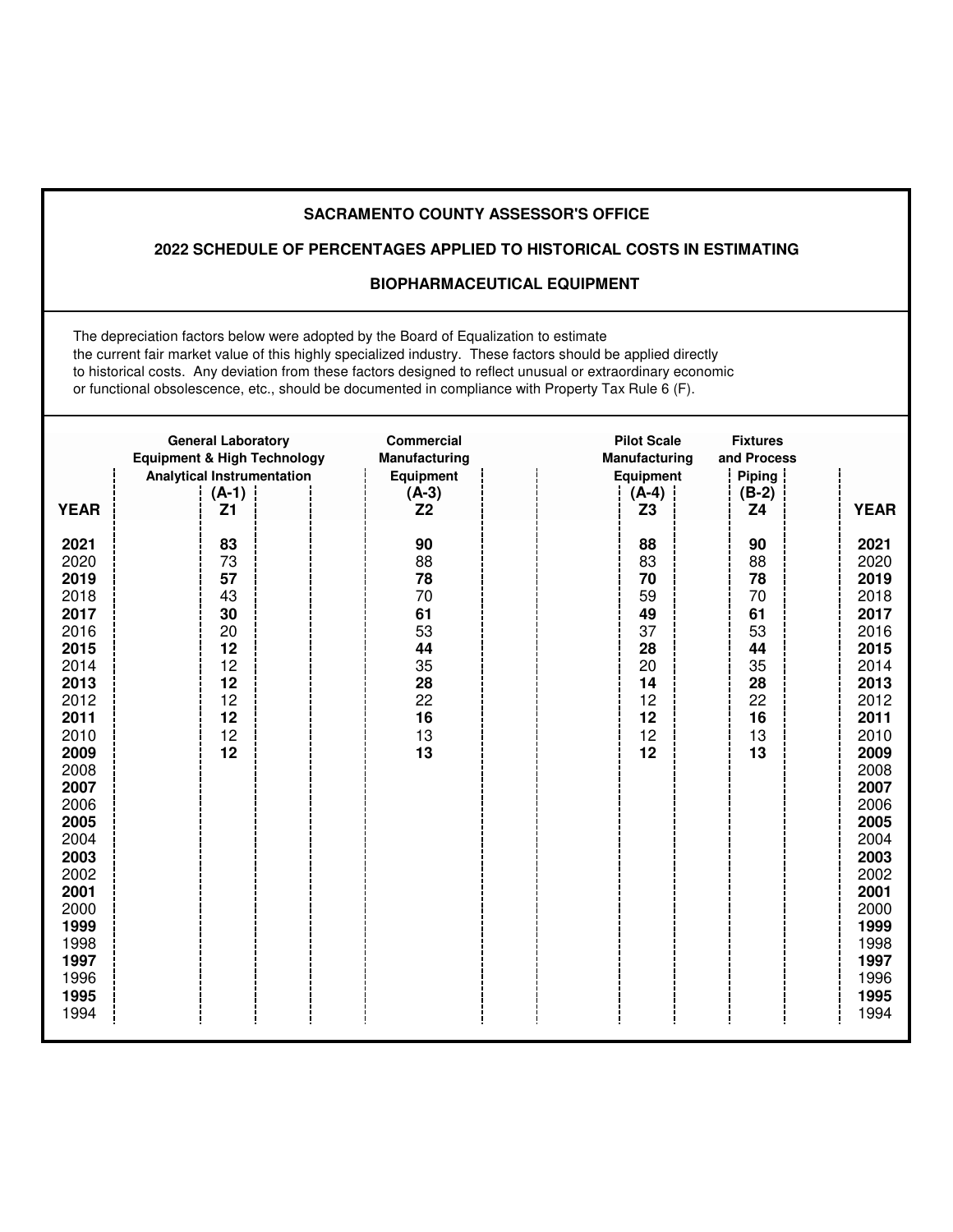**SACRAMENTO COUNTY ASSESSOR'S OFFICE**

**2022 SCHEDULE OF PERCENTAGES APPLIED TO HISTORICAL COSTS IN ESTIMATING**

**BIOPHARMACEUTICAL EQUIPMENT**

The depreciation factors below were adopted by the Board of Equalization to estimate the current fair market value of this highly specialized industry. These factors should be applied directly to historical costs. Any deviation from these factors designed to reflect unusual or extraordinary economic or functional obsolescence, etc., should be documented in compliance with Property Tax Rule 6 (F).

| YEAR | General Laboratory Equipment & High Technology Analytical Instrumentation (A-1) Z1 | Commercial Manufacturing Equipment (A-3) Z2 | Pilot Scale Manufacturing Equipment (A-4) Z3 | Fixtures and Process Piping (B-2) Z4 | YEAR |
|---|---|---|---|---|---|
| **2021** | **83** | **90** | **88** | **90** | **2021** |
| 2020 | 73 | 88 | 83 | 88 | 2020 |
| **2019** | **57** | **78** | **70** | **78** | **2019** |
| 2018 | 43 | 70 | 59 | 70 | 2018 |
| **2017** | **30** | **61** | **49** | **61** | **2017** |
| 2016 | 20 | 53 | 37 | 53 | 2016 |
| **2015** | **12** | **44** | **28** | **44** | **2015** |
| 2014 | 12 | 35 | 20 | 35 | 2014 |
| **2013** | **12** | **28** | **14** | **28** | **2013** |
| 2012 | 12 | 22 | 12 | 22 | 2012 |
| **2011** | **12** | **16** | **12** | **16** | **2011** |
| 2010 | 12 | 13 | 12 | 13 | 2010 |
| **2009** | **12** | **13** | **12** | **13** | **2009** |
| 2008 | | | | | 2008 |
| **2007** | | | | | **2007** |
| 2006 | | | | | 2006 |
| **2005** | | | | | **2005** |
| 2004 | | | | | 2004 |
| **2003** | | | | | **2003** |
| 2002 | | | | | 2002 |
| **2001** | | | | | **2001** |
| 2000 | | | | | 2000 |
| **1999** | | | | | **1999** |
| 1998 | | | | | 1998 |
| **1997** | | | | | **1997** |
| 1996 | | | | | 1996 |
| **1995** | | | | | **1995** |
| 1994 | | | | | 1994 |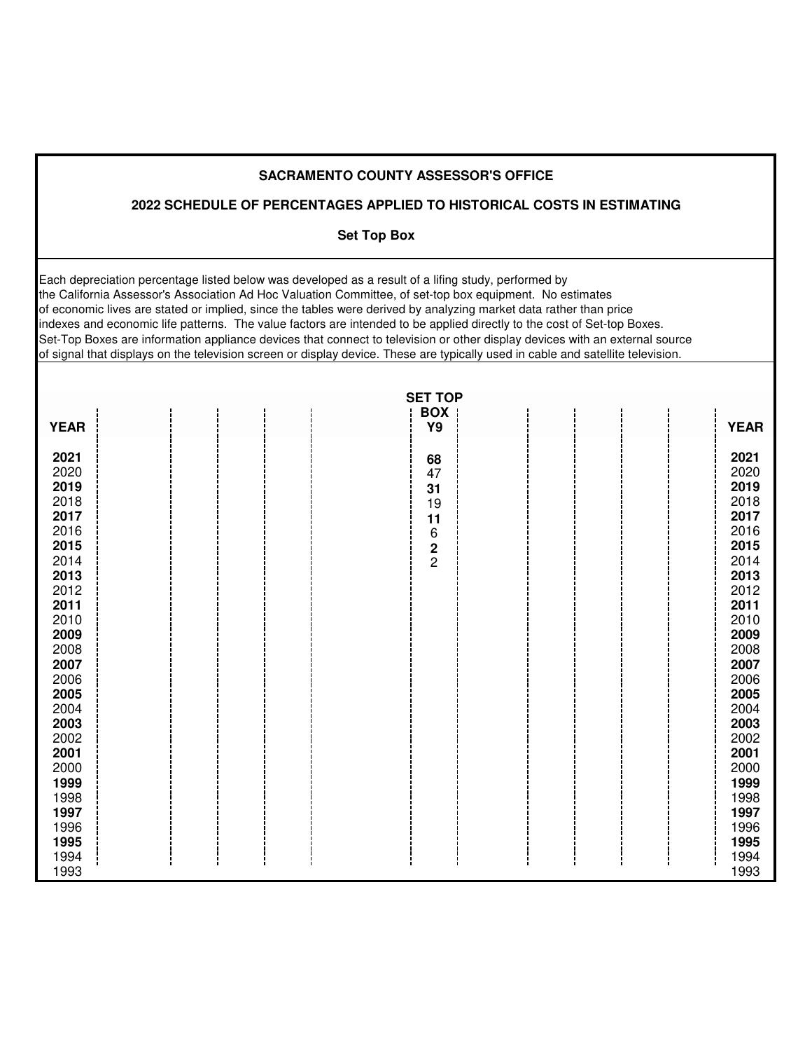**SACRAMENTO COUNTY ASSESSOR'S OFFICE**

**2022 SCHEDULE OF PERCENTAGES APPLIED TO HISTORICAL COSTS IN ESTIMATING**

**Set Top Box**

Each depreciation percentage listed below was developed as a result of a lifing study, performed by the California Assessor's Association Ad Hoc Valuation Committee, of set-top box equipment. No estimates of economic lives are stated or implied, since the tables were derived by analyzing market data rather than price indexes and economic life patterns. The value factors are intended to be applied directly to the cost of Set-top Boxes. Set-Top Boxes are information appliance devices that connect to television or other display devices with an external source of signal that displays on the television screen or display device. These are typically used in cable and satellite television.

| YEAR | SET TOP BOX Y9 | YEAR |
|---|---|---|
| **2021** | **68** | **2021** |
| 2020 | 47 | 2020 |
| **2019** | **31** | **2019** |
| 2018 | 19 | 2018 |
| **2017** | **11** | **2017** |
| 2016 | 6 | 2016 |
| **2015** | **2** | **2015** |
| 2014 | 2 | 2014 |
| **2013** | | **2013** |
| 2012 | | 2012 |
| **2011** | | **2011** |
| 2010 | | 2010 |
| **2009** | | **2009** |
| 2008 | | 2008 |
| **2007** | | **2007** |
| 2006 | | 2006 |
| **2005** | | **2005** |
| 2004 | | 2004 |
| **2003** | | **2003** |
| 2002 | | 2002 |
| **2001** | | **2001** |
| 2000 | | 2000 |
| **1999** | | **1999** |
| 1998 | | 1998 |
| **1997** | | **1997** |
| 1996 | | 1996 |
| **1995** | | **1995** |
| 1994 | | 1994 |
| 1993 | | 1993 |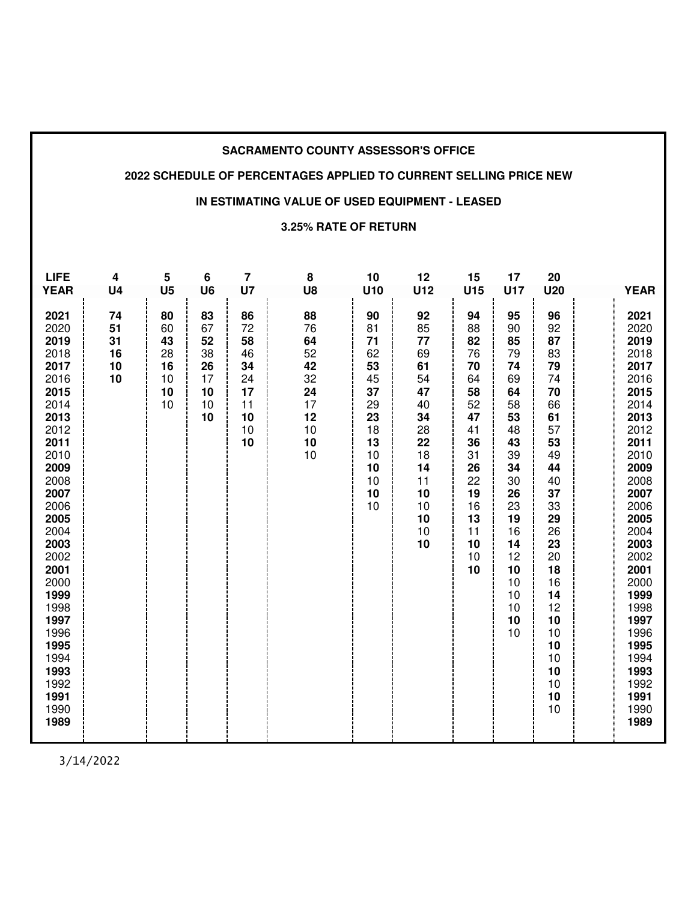**SACRAMENTO COUNTY ASSESSOR'S OFFICE**

**2022 SCHEDULE OF PERCENTAGES APPLIED TO CURRENT SELLING PRICE NEW**

**IN ESTIMATING VALUE OF USED EQUIPMENT - LEASED**

**3.25% RATE OF RETURN**

| LIFE YEAR | 4 U4 | 5 U5 | 6 U6 | 7 U7 | 8 U8 | 10 U10 | 12 U12 | 15 U15 | 17 U17 | 20 U20 | | YEAR |
|---|---|---|---|---|---|---|---|---|---|---|---|---|
| **2021** | **74** | **80** | **83** | **86** | **88** | **90** | **92** | **94** | **95** | **96** | | **2021** |
| 2020 | **51** | 60 | 67 | 72 | 76 | 81 | 85 | 88 | 90 | 92 | | 2020 |
| **2019** | **31** | **43** | **52** | **58** | **64** | **71** | **77** | **82** | **85** | **87** | | **2019** |
| 2018 | **16** | 28 | 38 | 46 | 52 | 62 | 69 | 76 | 79 | 83 | | 2018 |
| **2017** | **10** | **16** | **26** | **34** | **42** | **53** | **61** | **70** | **74** | **79** | | **2017** |
| 2016 | **10** | 10 | 17 | 24 | 32 | 45 | 54 | 64 | 69 | 74 | | 2016 |
| **2015** | | **10** | **10** | **17** | **24** | **37** | **47** | **58** | **64** | **70** | | **2015** |
| 2014 | | 10 | 10 | 11 | 17 | 29 | 40 | 52 | 58 | 66 | | 2014 |
| **2013** | | | **10** | **10** | **12** | **23** | **34** | **47** | **53** | **61** | | **2013** |
| 2012 | | | | 10 | 10 | 18 | 28 | 41 | 48 | 57 | | 2012 |
| **2011** | | | | **10** | **10** | **13** | **22** | **36** | **43** | **53** | | **2011** |
| 2010 | | | | | 10 | 10 | 18 | 31 | 39 | 49 | | 2010 |
| **2009** | | | | | | **10** | **14** | **26** | **34** | **44** | | **2009** |
| 2008 | | | | | | 10 | 11 | 22 | 30 | 40 | | 2008 |
| **2007** | | | | | | **10** | **10** | **19** | **26** | **37** | | **2007** |
| 2006 | | | | | | 10 | 10 | 16 | 23 | 33 | | 2006 |
| **2005** | | | | | | | **10** | **13** | **19** | **29** | | **2005** |
| 2004 | | | | | | | 10 | 11 | 16 | 26 | | 2004 |
| **2003** | | | | | | | **10** | **10** | **14** | **23** | | **2003** |
| 2002 | | | | | | | | 10 | 12 | 20 | | 2002 |
| **2001** | | | | | | | | **10** | **10** | **18** | | **2001** |
| 2000 | | | | | | | | | 10 | 16 | | 2000 |
| **1999** | | | | | | | | | **10** | **14** | | **1999** |
| 1998 | | | | | | | | | 10 | 12 | | 1998 |
| **1997** | | | | | | | | | **10** | **10** | | **1997** |
| 1996 | | | | | | | | | 10 | 10 | | 1996 |
| **1995** | | | | | | | | | | **10** | | **1995** |
| 1994 | | | | | | | | | | 10 | | 1994 |
| **1993** | | | | | | | | | | **10** | | **1993** |
| 1992 | | | | | | | | | | 10 | | 1992 |
| **1991** | | | | | | | | | | **10** | | **1991** |
| 1990 | | | | | | | | | | 10 | | 1990 |
| **1989** | | | | | | | | | | | | **1989** |

3/14/2022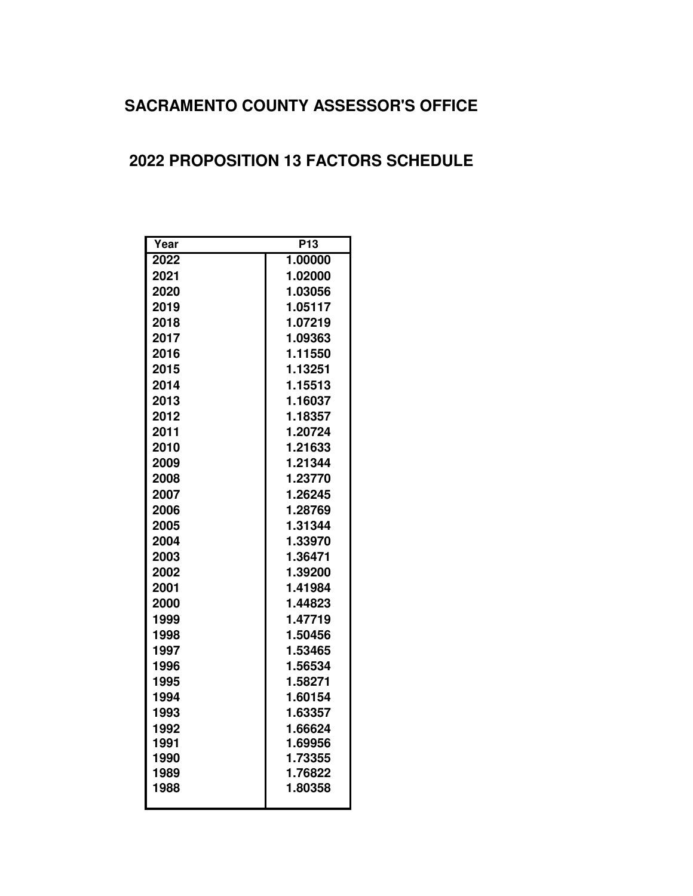# SACRAMENTO COUNTY ASSESSOR'S OFFICE

## 2022 PROPOSITION 13 FACTORS SCHEDULE

| Year | P13 |
|---|---|
| 2022 | 1.00000 |
| 2021 | 1.02000 |
| 2020 | 1.03056 |
| 2019 | 1.05117 |
| 2018 | 1.07219 |
| 2017 | 1.09363 |
| 2016 | 1.11550 |
| 2015 | 1.13251 |
| 2014 | 1.15513 |
| 2013 | 1.16037 |
| 2012 | 1.18357 |
| 2011 | 1.20724 |
| 2010 | 1.21633 |
| 2009 | 1.21344 |
| 2008 | 1.23770 |
| 2007 | 1.26245 |
| 2006 | 1.28769 |
| 2005 | 1.31344 |
| 2004 | 1.33970 |
| 2003 | 1.36471 |
| 2002 | 1.39200 |
| 2001 | 1.41984 |
| 2000 | 1.44823 |
| 1999 | 1.47719 |
| 1998 | 1.50456 |
| 1997 | 1.53465 |
| 1996 | 1.56534 |
| 1995 | 1.58271 |
| 1994 | 1.60154 |
| 1993 | 1.63357 |
| 1992 | 1.66624 |
| 1991 | 1.69956 |
| 1990 | 1.73355 |
| 1989 | 1.76822 |
| 1988 | 1.80358 |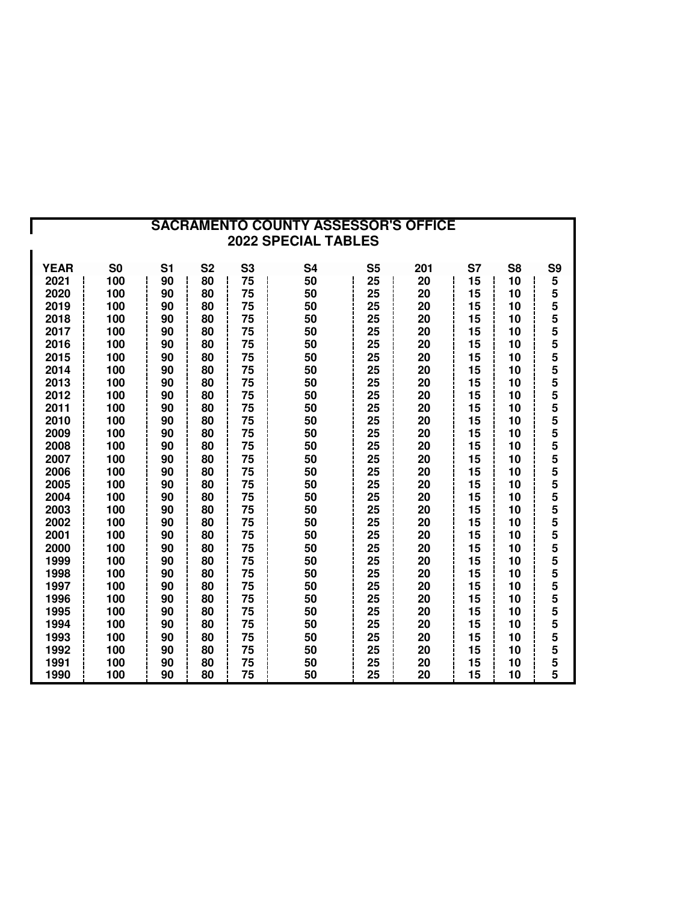# SACRAMENTO COUNTY ASSESSOR'S OFFICE
## 2022 SPECIAL TABLES

| YEAR | S0 | S1 | S2 | S3 | S4 | S5 | 201 | S7 | S8 | S9 |
|---|---|---|---|---|---|---|---|---|---|---|
| 2021 | 100 | 90 | 80 | 75 | 50 | 25 | 20 | 15 | 10 | 5 |
| 2020 | 100 | 90 | 80 | 75 | 50 | 25 | 20 | 15 | 10 | 5 |
| 2019 | 100 | 90 | 80 | 75 | 50 | 25 | 20 | 15 | 10 | 5 |
| 2018 | 100 | 90 | 80 | 75 | 50 | 25 | 20 | 15 | 10 | 5 |
| 2017 | 100 | 90 | 80 | 75 | 50 | 25 | 20 | 15 | 10 | 5 |
| 2016 | 100 | 90 | 80 | 75 | 50 | 25 | 20 | 15 | 10 | 5 |
| 2015 | 100 | 90 | 80 | 75 | 50 | 25 | 20 | 15 | 10 | 5 |
| 2014 | 100 | 90 | 80 | 75 | 50 | 25 | 20 | 15 | 10 | 5 |
| 2013 | 100 | 90 | 80 | 75 | 50 | 25 | 20 | 15 | 10 | 5 |
| 2012 | 100 | 90 | 80 | 75 | 50 | 25 | 20 | 15 | 10 | 5 |
| 2011 | 100 | 90 | 80 | 75 | 50 | 25 | 20 | 15 | 10 | 5 |
| 2010 | 100 | 90 | 80 | 75 | 50 | 25 | 20 | 15 | 10 | 5 |
| 2009 | 100 | 90 | 80 | 75 | 50 | 25 | 20 | 15 | 10 | 5 |
| 2008 | 100 | 90 | 80 | 75 | 50 | 25 | 20 | 15 | 10 | 5 |
| 2007 | 100 | 90 | 80 | 75 | 50 | 25 | 20 | 15 | 10 | 5 |
| 2006 | 100 | 90 | 80 | 75 | 50 | 25 | 20 | 15 | 10 | 5 |
| 2005 | 100 | 90 | 80 | 75 | 50 | 25 | 20 | 15 | 10 | 5 |
| 2004 | 100 | 90 | 80 | 75 | 50 | 25 | 20 | 15 | 10 | 5 |
| 2003 | 100 | 90 | 80 | 75 | 50 | 25 | 20 | 15 | 10 | 5 |
| 2002 | 100 | 90 | 80 | 75 | 50 | 25 | 20 | 15 | 10 | 5 |
| 2001 | 100 | 90 | 80 | 75 | 50 | 25 | 20 | 15 | 10 | 5 |
| 2000 | 100 | 90 | 80 | 75 | 50 | 25 | 20 | 15 | 10 | 5 |
| 1999 | 100 | 90 | 80 | 75 | 50 | 25 | 20 | 15 | 10 | 5 |
| 1998 | 100 | 90 | 80 | 75 | 50 | 25 | 20 | 15 | 10 | 5 |
| 1997 | 100 | 90 | 80 | 75 | 50 | 25 | 20 | 15 | 10 | 5 |
| 1996 | 100 | 90 | 80 | 75 | 50 | 25 | 20 | 15 | 10 | 5 |
| 1995 | 100 | 90 | 80 | 75 | 50 | 25 | 20 | 15 | 10 | 5 |
| 1994 | 100 | 90 | 80 | 75 | 50 | 25 | 20 | 15 | 10 | 5 |
| 1993 | 100 | 90 | 80 | 75 | 50 | 25 | 20 | 15 | 10 | 5 |
| 1992 | 100 | 90 | 80 | 75 | 50 | 25 | 20 | 15 | 10 | 5 |
| 1991 | 100 | 90 | 80 | 75 | 50 | 25 | 20 | 15 | 10 | 5 |
| 1990 | 100 | 90 | 80 | 75 | 50 | 25 | 20 | 15 | 10 | 5 |